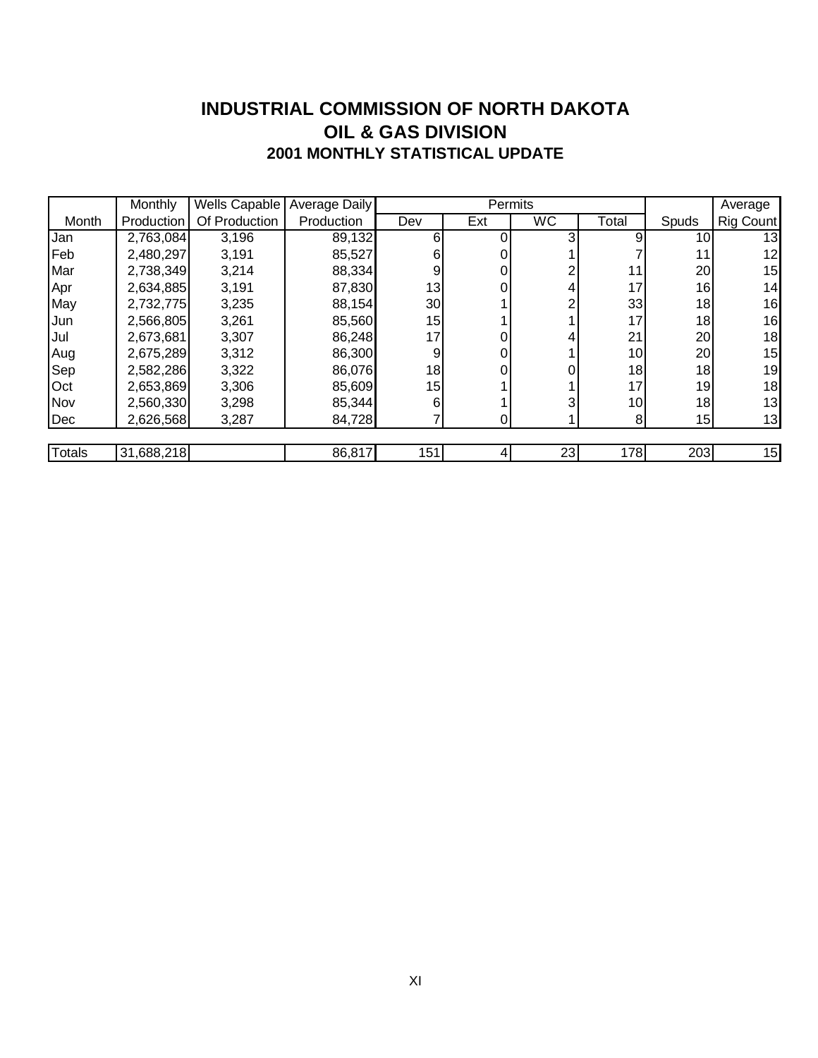# INDUSTRIAL COMMISSION OF NORTH DAKOTA
## OIL & GAS DIVISION
### 2001 MONTHLY STATISTICAL UPDATE

| Month | Monthly Production | Wells Capable Of Production | Average Daily Production | Permits | | | | Spuds | Average Rig Count |
|---|---|---|---|---|---|---|---|---|---|
| | | | | Dev | Ext | WC | Total | | |
| Jan | 2,763,084 | 3,196 | 89,132 | 6 | 0 | 3 | 9 | 10 | 13 |
| Feb | 2,480,297 | 3,191 | 85,527 | 6 | 0 | 1 | 7 | 11 | 12 |
| Mar | 2,738,349 | 3,214 | 88,334 | 9 | 0 | 2 | 11 | 20 | 15 |
| Apr | 2,634,885 | 3,191 | 87,830 | 13 | 0 | 4 | 17 | 16 | 14 |
| May | 2,732,775 | 3,235 | 88,154 | 30 | 1 | 2 | 33 | 18 | 16 |
| Jun | 2,566,805 | 3,261 | 85,560 | 15 | 1 | 1 | 17 | 18 | 16 |
| Jul | 2,673,681 | 3,307 | 86,248 | 17 | 0 | 4 | 21 | 20 | 18 |
| Aug | 2,675,289 | 3,312 | 86,300 | 9 | 0 | 1 | 10 | 20 | 15 |
| Sep | 2,582,286 | 3,322 | 86,076 | 18 | 0 | 0 | 18 | 18 | 19 |
| Oct | 2,653,869 | 3,306 | 85,609 | 15 | 1 | 1 | 17 | 19 | 18 |
| Nov | 2,560,330 | 3,298 | 85,344 | 6 | 1 | 3 | 10 | 18 | 13 |
| Dec | 2,626,568 | 3,287 | 84,728 | 7 | 0 | 1 | 8 | 15 | 13 |
| Totals | 31,688,218 | | 86,817 | 151 | 4 | 23 | 178 | 203 | 15 |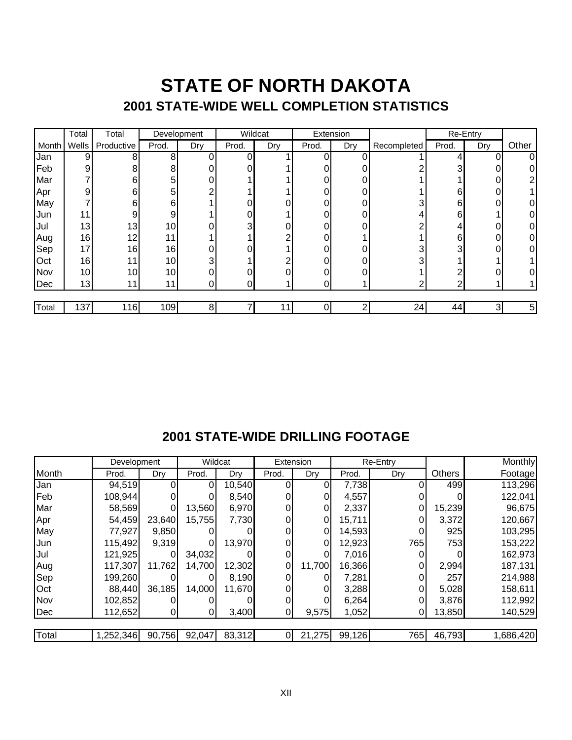# STATE OF NORTH DAKOTA

## 2001 STATE-WIDE WELL COMPLETION STATISTICS

| | Total | Total | Development | | Wildcat | | Extension | | | Re-Entry | | |
|---|---|---|---|---|---|---|---|---|---|---|---|---|
| Month | Wells | Productive | Prod. | Dry | Prod. | Dry | Prod. | Dry | Recompleted | Prod. | Dry | Other |
| Jan | 9 | 8 | 8 | 0 | 0 | 1 | 0 | 0 | 1 | 4 | 0 | 0 |
| Feb | 9 | 8 | 8 | 0 | 0 | 1 | 0 | 0 | 2 | 3 | 0 | 0 |
| Mar | 7 | 6 | 5 | 0 | 1 | 1 | 0 | 0 | 1 | 1 | 0 | 2 |
| Apr | 9 | 6 | 5 | 2 | 1 | 1 | 0 | 0 | 1 | 6 | 0 | 1 |
| May | 7 | 6 | 6 | 1 | 0 | 0 | 0 | 0 | 3 | 6 | 0 | 0 |
| Jun | 11 | 9 | 9 | 1 | 0 | 1 | 0 | 0 | 4 | 6 | 1 | 0 |
| Jul | 13 | 13 | 10 | 0 | 3 | 0 | 0 | 0 | 2 | 4 | 0 | 0 |
| Aug | 16 | 12 | 11 | 1 | 1 | 2 | 0 | 1 | 1 | 6 | 0 | 0 |
| Sep | 17 | 16 | 16 | 0 | 0 | 1 | 0 | 0 | 3 | 3 | 0 | 0 |
| Oct | 16 | 11 | 10 | 3 | 1 | 2 | 0 | 0 | 3 | 1 | 1 | 1 |
| Nov | 10 | 10 | 10 | 0 | 0 | 0 | 0 | 0 | 1 | 2 | 0 | 0 |
| Dec | 13 | 11 | 11 | 0 | 0 | 1 | 0 | 1 | 2 | 2 | 1 | 1 |
| Total | 137 | 116 | 109 | 8 | 7 | 11 | 0 | 2 | 24 | 44 | 3 | 5 |

## 2001 STATE-WIDE DRILLING FOOTAGE

| | Development | | Wildcat | | Extension | | Re-Entry | | | Monthly |
|---|---|---|---|---|---|---|---|---|---|---|
| Month | Prod. | Dry | Prod. | Dry | Prod. | Dry | Prod. | Dry | Others | Footage |
| Jan | 94,519 | 0 | 0 | 10,540 | 0 | 0 | 7,738 | 0 | 499 | 113,296 |
| Feb | 108,944 | 0 | 0 | 8,540 | 0 | 0 | 4,557 | 0 | 0 | 122,041 |
| Mar | 58,569 | 0 | 13,560 | 6,970 | 0 | 0 | 2,337 | 0 | 15,239 | 96,675 |
| Apr | 54,459 | 23,640 | 15,755 | 7,730 | 0 | 0 | 15,711 | 0 | 3,372 | 120,667 |
| May | 77,927 | 9,850 | 0 | 0 | 0 | 0 | 14,593 | 0 | 925 | 103,295 |
| Jun | 115,492 | 9,319 | 0 | 13,970 | 0 | 0 | 12,923 | 765 | 753 | 153,222 |
| Jul | 121,925 | 0 | 34,032 | 0 | 0 | 0 | 7,016 | 0 | 0 | 162,973 |
| Aug | 117,307 | 11,762 | 14,700 | 12,302 | 0 | 11,700 | 16,366 | 0 | 2,994 | 187,131 |
| Sep | 199,260 | 0 | 0 | 8,190 | 0 | 0 | 7,281 | 0 | 257 | 214,988 |
| Oct | 88,440 | 36,185 | 14,000 | 11,670 | 0 | 0 | 3,288 | 0 | 5,028 | 158,611 |
| Nov | 102,852 | 0 | 0 | 0 | 0 | 0 | 6,264 | 0 | 3,876 | 112,992 |
| Dec | 112,652 | 0 | 0 | 3,400 | 0 | 9,575 | 1,052 | 0 | 13,850 | 140,529 |
| Total | 1,252,346 | 90,756 | 92,047 | 83,312 | 0 | 21,275 | 99,126 | 765 | 46,793 | 1,686,420 |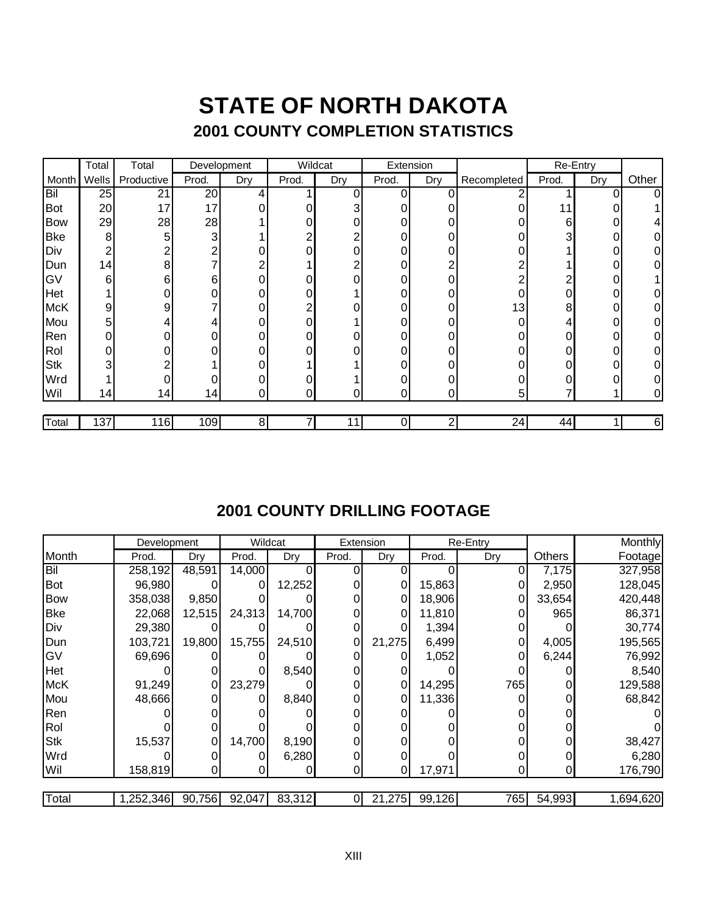# STATE OF NORTH DAKOTA

## 2001 COUNTY COMPLETION STATISTICS

| | Total | Total | Development | | Wildcat | | Extension | | | Re-Entry | | |
|---|---|---|---|---|---|---|---|---|---|---|---|---|
| Month | Wells | Productive | Prod. | Dry | Prod. | Dry | Prod. | Dry | Recompleted | Prod. | Dry | Other |
| Bil | 25 | 21 | 20 | 4 | 1 | 0 | 0 | 0 | 2 | 1 | 0 | 0 |
| Bot | 20 | 17 | 17 | 0 | 0 | 3 | 0 | 0 | 0 | 11 | 0 | 1 |
| Bow | 29 | 28 | 28 | 1 | 0 | 0 | 0 | 0 | 0 | 6 | 0 | 4 |
| Bke | 8 | 5 | 3 | 1 | 2 | 2 | 0 | 0 | 0 | 3 | 0 | 0 |
| Div | 2 | 2 | 2 | 0 | 0 | 0 | 0 | 0 | 0 | 1 | 0 | 0 |
| Dun | 14 | 8 | 7 | 2 | 1 | 2 | 0 | 2 | 2 | 1 | 0 | 0 |
| GV | 6 | 6 | 6 | 0 | 0 | 0 | 0 | 0 | 2 | 2 | 0 | 1 |
| Het | 1 | 0 | 0 | 0 | 0 | 1 | 0 | 0 | 0 | 0 | 0 | 0 |
| McK | 9 | 9 | 7 | 0 | 2 | 0 | 0 | 0 | 13 | 8 | 0 | 0 |
| Mou | 5 | 4 | 4 | 0 | 0 | 1 | 0 | 0 | 0 | 4 | 0 | 0 |
| Ren | 0 | 0 | 0 | 0 | 0 | 0 | 0 | 0 | 0 | 0 | 0 | 0 |
| Rol | 0 | 0 | 0 | 0 | 0 | 0 | 0 | 0 | 0 | 0 | 0 | 0 |
| Stk | 3 | 2 | 1 | 0 | 1 | 1 | 0 | 0 | 0 | 0 | 0 | 0 |
| Wrd | 1 | 0 | 0 | 0 | 0 | 1 | 0 | 0 | 0 | 0 | 0 | 0 |
| Wil | 14 | 14 | 14 | 0 | 0 | 0 | 0 | 0 | 5 | 7 | 1 | 0 |
| Total | 137 | 116 | 109 | 8 | 7 | 11 | 0 | 2 | 24 | 44 | 1 | 6 |

## 2001 COUNTY DRILLING FOOTAGE

| | Development | | Wildcat | | Extension | | Re-Entry | | | Monthly |
|---|---|---|---|---|---|---|---|---|---|---|
| Month | Prod. | Dry | Prod. | Dry | Prod. | Dry | Prod. | Dry | Others | Footage |
| Bil | 258,192 | 48,591 | 14,000 | 0 | 0 | 0 | 0 | 0 | 7,175 | 327,958 |
| Bot | 96,980 | 0 | 0 | 12,252 | 0 | 0 | 15,863 | 0 | 2,950 | 128,045 |
| Bow | 358,038 | 9,850 | 0 | 0 | 0 | 0 | 18,906 | 0 | 33,654 | 420,448 |
| Bke | 22,068 | 12,515 | 24,313 | 14,700 | 0 | 0 | 11,810 | 0 | 965 | 86,371 |
| Div | 29,380 | 0 | 0 | 0 | 0 | 0 | 1,394 | 0 | 0 | 30,774 |
| Dun | 103,721 | 19,800 | 15,755 | 24,510 | 0 | 21,275 | 6,499 | 0 | 4,005 | 195,565 |
| GV | 69,696 | 0 | 0 | 0 | 0 | 0 | 1,052 | 0 | 6,244 | 76,992 |
| Het | 0 | 0 | 0 | 8,540 | 0 | 0 | 0 | 0 | 0 | 8,540 |
| McK | 91,249 | 0 | 23,279 | 0 | 0 | 0 | 14,295 | 765 | 0 | 129,588 |
| Mou | 48,666 | 0 | 0 | 8,840 | 0 | 0 | 11,336 | 0 | 0 | 68,842 |
| Ren | 0 | 0 | 0 | 0 | 0 | 0 | 0 | 0 | 0 | 0 |
| Rol | 0 | 0 | 0 | 0 | 0 | 0 | 0 | 0 | 0 | 0 |
| Stk | 15,537 | 0 | 14,700 | 8,190 | 0 | 0 | 0 | 0 | 0 | 38,427 |
| Wrd | 0 | 0 | 0 | 6,280 | 0 | 0 | 0 | 0 | 0 | 6,280 |
| Wil | 158,819 | 0 | 0 | 0 | 0 | 0 | 17,971 | 0 | 0 | 176,790 |
| Total | 1,252,346 | 90,756 | 92,047 | 83,312 | 0 | 21,275 | 99,126 | 765 | 54,993 | 1,694,620 |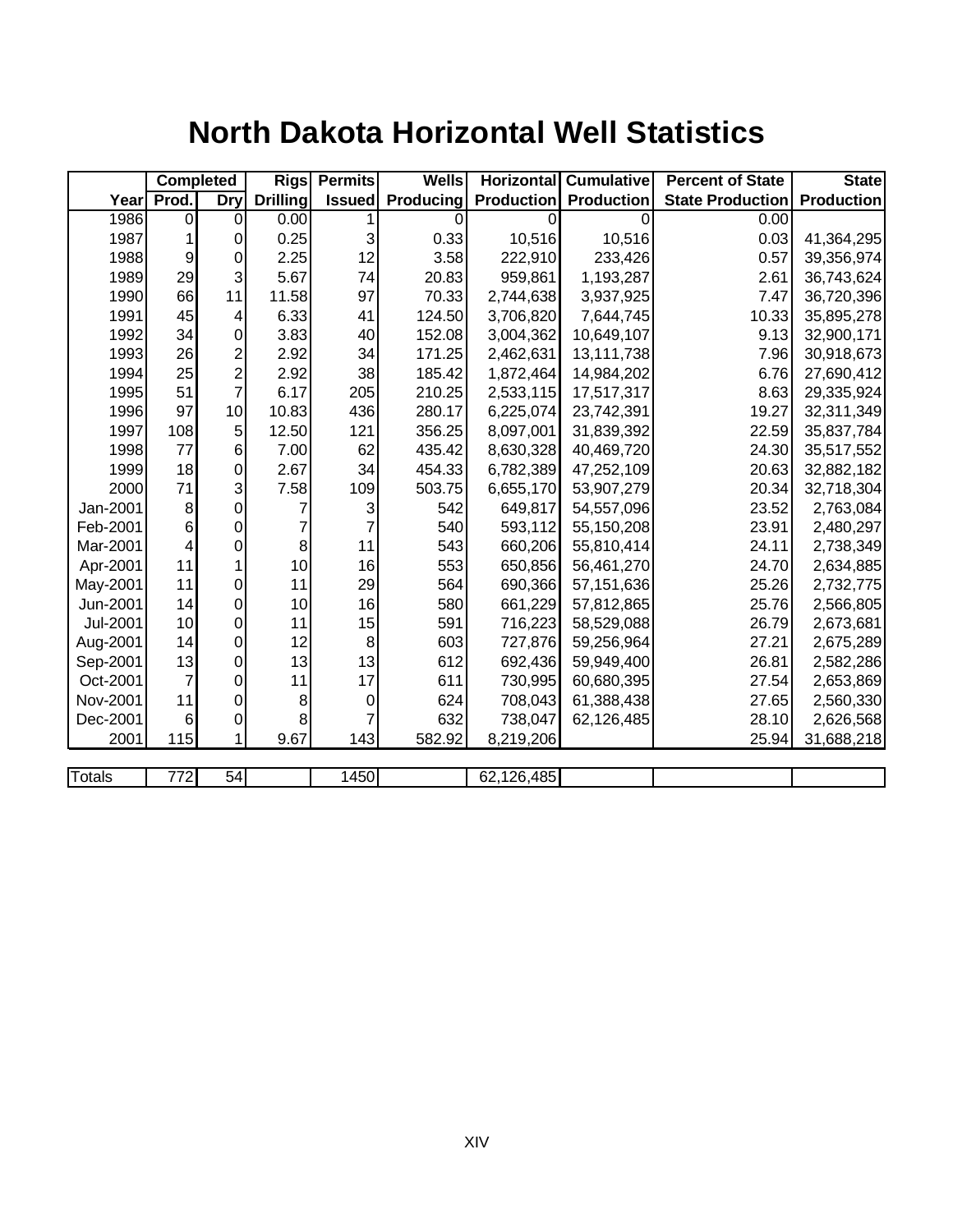# North Dakota Horizontal Well Statistics

| | Completed | | Rigs | Permits | Wells | Horizontal | Cumulative | Percent of State | State |
|---|---|---|---|---|---|---|---|---|---|
| Year | Prod. | Dry | Drilling | Issued | Producing | Production | Production | State Production | Production |
| 1986 | 0 | 0 | 0.00 | 1 | 0 | 0 | 0 | 0.00 | |
| 1987 | 1 | 0 | 0.25 | 3 | 0.33 | 10,516 | 10,516 | 0.03 | 41,364,295 |
| 1988 | 9 | 0 | 2.25 | 12 | 3.58 | 222,910 | 233,426 | 0.57 | 39,356,974 |
| 1989 | 29 | 3 | 5.67 | 74 | 20.83 | 959,861 | 1,193,287 | 2.61 | 36,743,624 |
| 1990 | 66 | 11 | 11.58 | 97 | 70.33 | 2,744,638 | 3,937,925 | 7.47 | 36,720,396 |
| 1991 | 45 | 4 | 6.33 | 41 | 124.50 | 3,706,820 | 7,644,745 | 10.33 | 35,895,278 |
| 1992 | 34 | 0 | 3.83 | 40 | 152.08 | 3,004,362 | 10,649,107 | 9.13 | 32,900,171 |
| 1993 | 26 | 2 | 2.92 | 34 | 171.25 | 2,462,631 | 13,111,738 | 7.96 | 30,918,673 |
| 1994 | 25 | 2 | 2.92 | 38 | 185.42 | 1,872,464 | 14,984,202 | 6.76 | 27,690,412 |
| 1995 | 51 | 7 | 6.17 | 205 | 210.25 | 2,533,115 | 17,517,317 | 8.63 | 29,335,924 |
| 1996 | 97 | 10 | 10.83 | 436 | 280.17 | 6,225,074 | 23,742,391 | 19.27 | 32,311,349 |
| 1997 | 108 | 5 | 12.50 | 121 | 356.25 | 8,097,001 | 31,839,392 | 22.59 | 35,837,784 |
| 1998 | 77 | 6 | 7.00 | 62 | 435.42 | 8,630,328 | 40,469,720 | 24.30 | 35,517,552 |
| 1999 | 18 | 0 | 2.67 | 34 | 454.33 | 6,782,389 | 47,252,109 | 20.63 | 32,882,182 |
| 2000 | 71 | 3 | 7.58 | 109 | 503.75 | 6,655,170 | 53,907,279 | 20.34 | 32,718,304 |
| Jan-2001 | 8 | 0 | 7 | 3 | 542 | 649,817 | 54,557,096 | 23.52 | 2,763,084 |
| Feb-2001 | 6 | 0 | 7 | 7 | 540 | 593,112 | 55,150,208 | 23.91 | 2,480,297 |
| Mar-2001 | 4 | 0 | 8 | 11 | 543 | 660,206 | 55,810,414 | 24.11 | 2,738,349 |
| Apr-2001 | 11 | 1 | 10 | 16 | 553 | 650,856 | 56,461,270 | 24.70 | 2,634,885 |
| May-2001 | 11 | 0 | 11 | 29 | 564 | 690,366 | 57,151,636 | 25.26 | 2,732,775 |
| Jun-2001 | 14 | 0 | 10 | 16 | 580 | 661,229 | 57,812,865 | 25.76 | 2,566,805 |
| Jul-2001 | 10 | 0 | 11 | 15 | 591 | 716,223 | 58,529,088 | 26.79 | 2,673,681 |
| Aug-2001 | 14 | 0 | 12 | 8 | 603 | 727,876 | 59,256,964 | 27.21 | 2,675,289 |
| Sep-2001 | 13 | 0 | 13 | 13 | 612 | 692,436 | 59,949,400 | 26.81 | 2,582,286 |
| Oct-2001 | 7 | 0 | 11 | 17 | 611 | 730,995 | 60,680,395 | 27.54 | 2,653,869 |
| Nov-2001 | 11 | 0 | 8 | 0 | 624 | 708,043 | 61,388,438 | 27.65 | 2,560,330 |
| Dec-2001 | 6 | 0 | 8 | 7 | 632 | 738,047 | 62,126,485 | 28.10 | 2,626,568 |
| 2001 | 115 | 1 | 9.67 | 143 | 582.92 | 8,219,206 | | 25.94 | 31,688,218 |
| Totals | 772 | 54 | | 1450 | | 62,126,485 | | | |